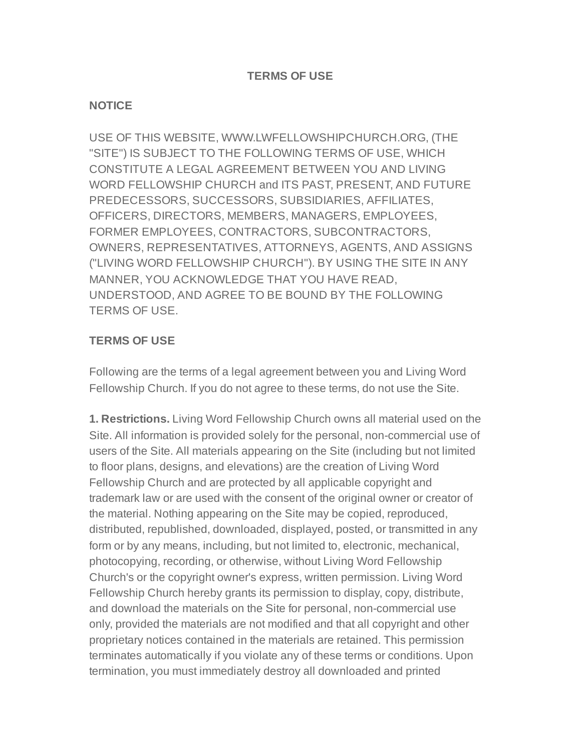# TERMS OF USE

## NOTICE

USE OF THIS WEBSITE, WWW.LWFELLOWSHIPCHURCH.ORG, (THE "SITE") IS SUBJECT TO THE FOLLOWING TERMS OF USE, WHICH CONSTITUTE A LEGAL AGREEMENT BETWEEN YOU AND LIVING WORD FELLOWSHIP CHURCH and ITS PAST, PRESENT, AND FUTURE PREDECESSORS, SUCCESSORS, SUBSIDIARIES, AFFILIATES, OFFICERS, DIRECTORS, MEMBERS, MANAGERS, EMPLOYEES, FORMER EMPLOYEES, CONTRACTORS, SUBCONTRACTORS, OWNERS, REPRESENTATIVES, ATTORNEYS, AGENTS, AND ASSIGNS ("LIVING WORD FELLOWSHIP CHURCH"). BY USING THE SITE IN ANY MANNER, YOU ACKNOWLEDGE THAT YOU HAVE READ, UNDERSTOOD, AND AGREE TO BE BOUND BY THE FOLLOWING TERMS OF USE.

## TERMS OF USE

Following are the terms of a legal agreement between you and Living Word Fellowship Church. If you do not agree to these terms, do not use the Site.

**1. Restrictions.** Living Word Fellowship Church owns all material used on the Site. All information is provided solely for the personal, non-commercial use of users of the Site. All materials appearing on the Site (including but not limited to floor plans, designs, and elevations) are the creation of Living Word Fellowship Church and are protected by all applicable copyright and trademark law or are used with the consent of the original owner or creator of the material. Nothing appearing on the Site may be copied, reproduced, distributed, republished, downloaded, displayed, posted, or transmitted in any form or by any means, including, but not limited to, electronic, mechanical, photocopying, recording, or otherwise, without Living Word Fellowship Church's or the copyright owner's express, written permission. Living Word Fellowship Church hereby grants its permission to display, copy, distribute, and download the materials on the Site for personal, non-commercial use only, provided the materials are not modified and that all copyright and other proprietary notices contained in the materials are retained. This permission terminates automatically if you violate any of these terms or conditions. Upon termination, you must immediately destroy all downloaded and printed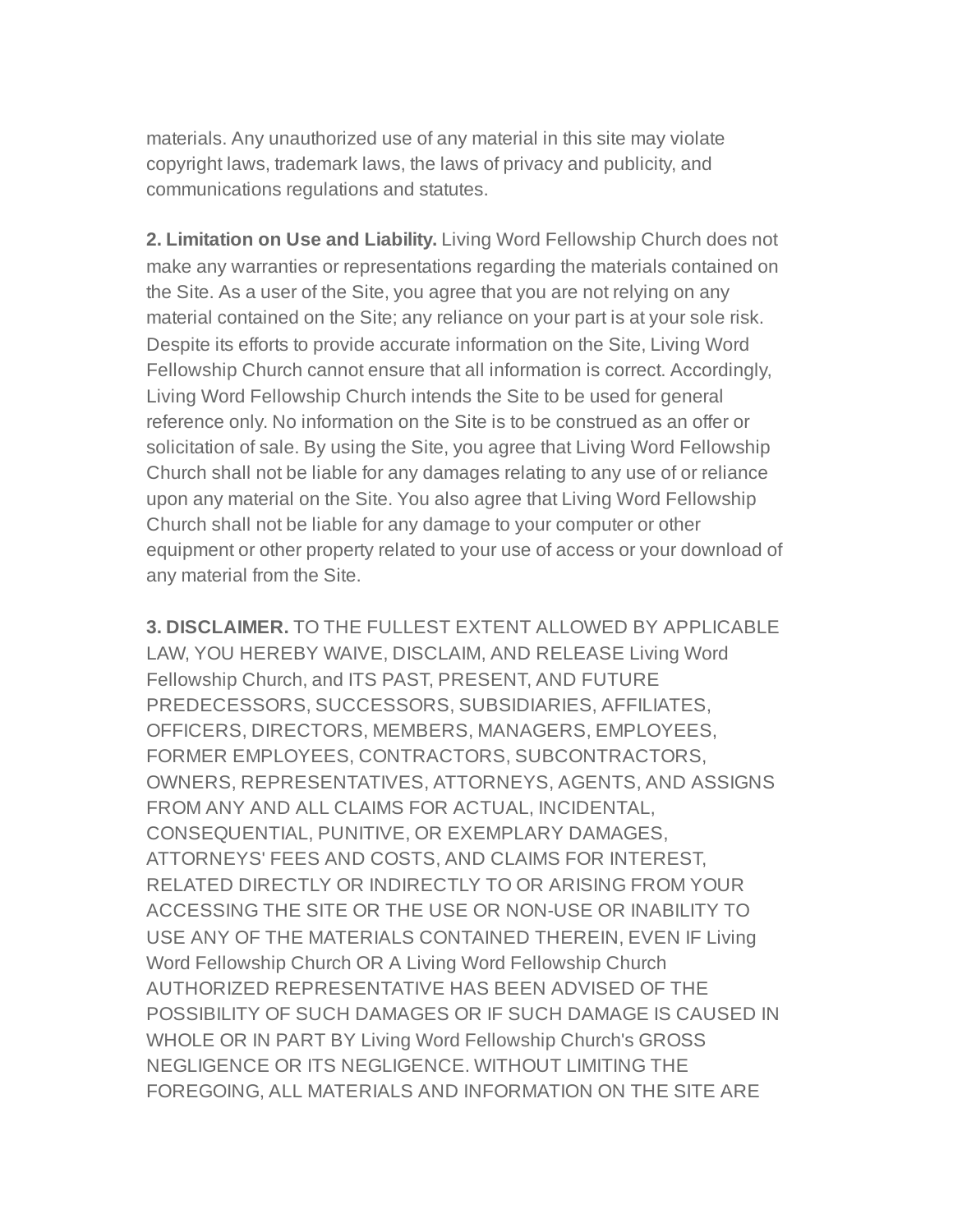materials. Any unauthorized use of any material in this site may violate copyright laws, trademark laws, the laws of privacy and publicity, and communications regulations and statutes.

**2. Limitation on Use and Liability.** Living Word Fellowship Church does not make any warranties or representations regarding the materials contained on the Site. As a user of the Site, you agree that you are not relying on any material contained on the Site; any reliance on your part is at your sole risk. Despite its efforts to provide accurate information on the Site, Living Word Fellowship Church cannot ensure that all information is correct. Accordingly, Living Word Fellowship Church intends the Site to be used for general reference only. No information on the Site is to be construed as an offer or solicitation of sale. By using the Site, you agree that Living Word Fellowship Church shall not be liable for any damages relating to any use of or reliance upon any material on the Site. You also agree that Living Word Fellowship Church shall not be liable for any damage to your computer or other equipment or other property related to your use of access or your download of any material from the Site.

**3. DISCLAIMER.** TO THE FULLEST EXTENT ALLOWED BY APPLICABLE LAW, YOU HEREBY WAIVE, DISCLAIM, AND RELEASE Living Word Fellowship Church, and ITS PAST, PRESENT, AND FUTURE PREDECESSORS, SUCCESSORS, SUBSIDIARIES, AFFILIATES, OFFICERS, DIRECTORS, MEMBERS, MANAGERS, EMPLOYEES, FORMER EMPLOYEES, CONTRACTORS, SUBCONTRACTORS, OWNERS, REPRESENTATIVES, ATTORNEYS, AGENTS, AND ASSIGNS FROM ANY AND ALL CLAIMS FOR ACTUAL, INCIDENTAL, CONSEQUENTIAL, PUNITIVE, OR EXEMPLARY DAMAGES, ATTORNEYS' FEES AND COSTS, AND CLAIMS FOR INTEREST, RELATED DIRECTLY OR INDIRECTLY TO OR ARISING FROM YOUR ACCESSING THE SITE OR THE USE OR NON-USE OR INABILITY TO USE ANY OF THE MATERIALS CONTAINED THEREIN, EVEN IF Living Word Fellowship Church OR A Living Word Fellowship Church AUTHORIZED REPRESENTATIVE HAS BEEN ADVISED OF THE POSSIBILITY OF SUCH DAMAGES OR IF SUCH DAMAGE IS CAUSED IN WHOLE OR IN PART BY Living Word Fellowship Church's GROSS NEGLIGENCE OR ITS NEGLIGENCE. WITHOUT LIMITING THE FOREGOING, ALL MATERIALS AND INFORMATION ON THE SITE ARE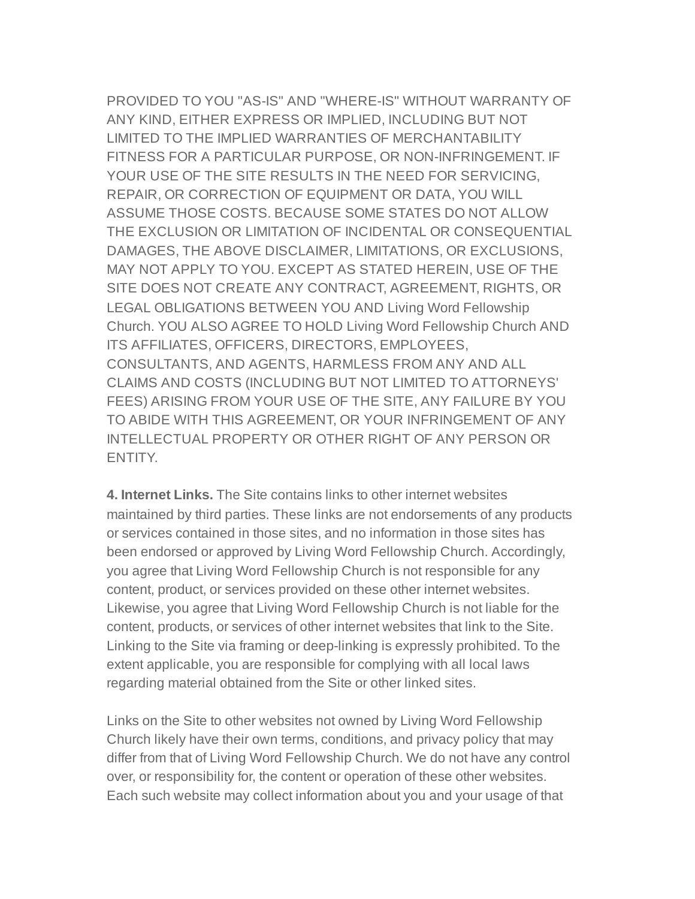PROVIDED TO YOU "AS-IS" AND "WHERE-IS" WITHOUT WARRANTY OF ANY KIND, EITHER EXPRESS OR IMPLIED, INCLUDING BUT NOT LIMITED TO THE IMPLIED WARRANTIES OF MERCHANTABILITY FITNESS FOR A PARTICULAR PURPOSE, OR NON-INFRINGEMENT. IF YOUR USE OF THE SITE RESULTS IN THE NEED FOR SERVICING, REPAIR, OR CORRECTION OF EQUIPMENT OR DATA, YOU WILL ASSUME THOSE COSTS. BECAUSE SOME STATES DO NOT ALLOW THE EXCLUSION OR LIMITATION OF INCIDENTAL OR CONSEQUENTIAL DAMAGES, THE ABOVE DISCLAIMER, LIMITATIONS, OR EXCLUSIONS, MAY NOT APPLY TO YOU. EXCEPT AS STATED HEREIN, USE OF THE SITE DOES NOT CREATE ANY CONTRACT, AGREEMENT, RIGHTS, OR LEGAL OBLIGATIONS BETWEEN YOU AND Living Word Fellowship Church. YOU ALSO AGREE TO HOLD Living Word Fellowship Church AND ITS AFFILIATES, OFFICERS, DIRECTORS, EMPLOYEES, CONSULTANTS, AND AGENTS, HARMLESS FROM ANY AND ALL CLAIMS AND COSTS (INCLUDING BUT NOT LIMITED TO ATTORNEYS' FEES) ARISING FROM YOUR USE OF THE SITE, ANY FAILURE BY YOU TO ABIDE WITH THIS AGREEMENT, OR YOUR INFRINGEMENT OF ANY INTELLECTUAL PROPERTY OR OTHER RIGHT OF ANY PERSON OR ENTITY.

**4. Internet Links.** The Site contains links to other internet websites maintained by third parties. These links are not endorsements of any products or services contained in those sites, and no information in those sites has been endorsed or approved by Living Word Fellowship Church. Accordingly, you agree that Living Word Fellowship Church is not responsible for any content, product, or services provided on these other internet websites. Likewise, you agree that Living Word Fellowship Church is not liable for the content, products, or services of other internet websites that link to the Site. Linking to the Site via framing or deep-linking is expressly prohibited. To the extent applicable, you are responsible for complying with all local laws regarding material obtained from the Site or other linked sites.

Links on the Site to other websites not owned by Living Word Fellowship Church likely have their own terms, conditions, and privacy policy that may differ from that of Living Word Fellowship Church. We do not have any control over, or responsibility for, the content or operation of these other websites. Each such website may collect information about you and your usage of that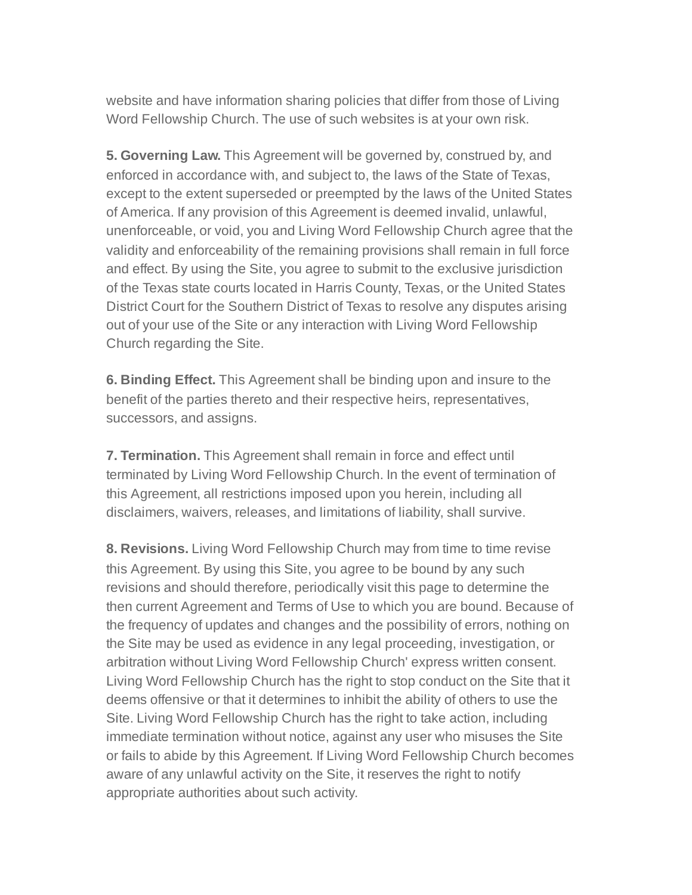website and have information sharing policies that differ from those of Living Word Fellowship Church. The use of such websites is at your own risk.

**5. Governing Law.** This Agreement will be governed by, construed by, and enforced in accordance with, and subject to, the laws of the State of Texas, except to the extent superseded or preempted by the laws of the United States of America. If any provision of this Agreement is deemed invalid, unlawful, unenforceable, or void, you and Living Word Fellowship Church agree that the validity and enforceability of the remaining provisions shall remain in full force and effect. By using the Site, you agree to submit to the exclusive jurisdiction of the Texas state courts located in Harris County, Texas, or the United States District Court for the Southern District of Texas to resolve any disputes arising out of your use of the Site or any interaction with Living Word Fellowship Church regarding the Site.

**6. Binding Effect.** This Agreement shall be binding upon and insure to the benefit of the parties thereto and their respective heirs, representatives, successors, and assigns.

**7. Termination.** This Agreement shall remain in force and effect until terminated by Living Word Fellowship Church. In the event of termination of this Agreement, all restrictions imposed upon you herein, including all disclaimers, waivers, releases, and limitations of liability, shall survive.

**8. Revisions.** Living Word Fellowship Church may from time to time revise this Agreement. By using this Site, you agree to be bound by any such revisions and should therefore, periodically visit this page to determine the then current Agreement and Terms of Use to which you are bound. Because of the frequency of updates and changes and the possibility of errors, nothing on the Site may be used as evidence in any legal proceeding, investigation, or arbitration without Living Word Fellowship Church' express written consent. Living Word Fellowship Church has the right to stop conduct on the Site that it deems offensive or that it determines to inhibit the ability of others to use the Site. Living Word Fellowship Church has the right to take action, including immediate termination without notice, against any user who misuses the Site or fails to abide by this Agreement. If Living Word Fellowship Church becomes aware of any unlawful activity on the Site, it reserves the right to notify appropriate authorities about such activity.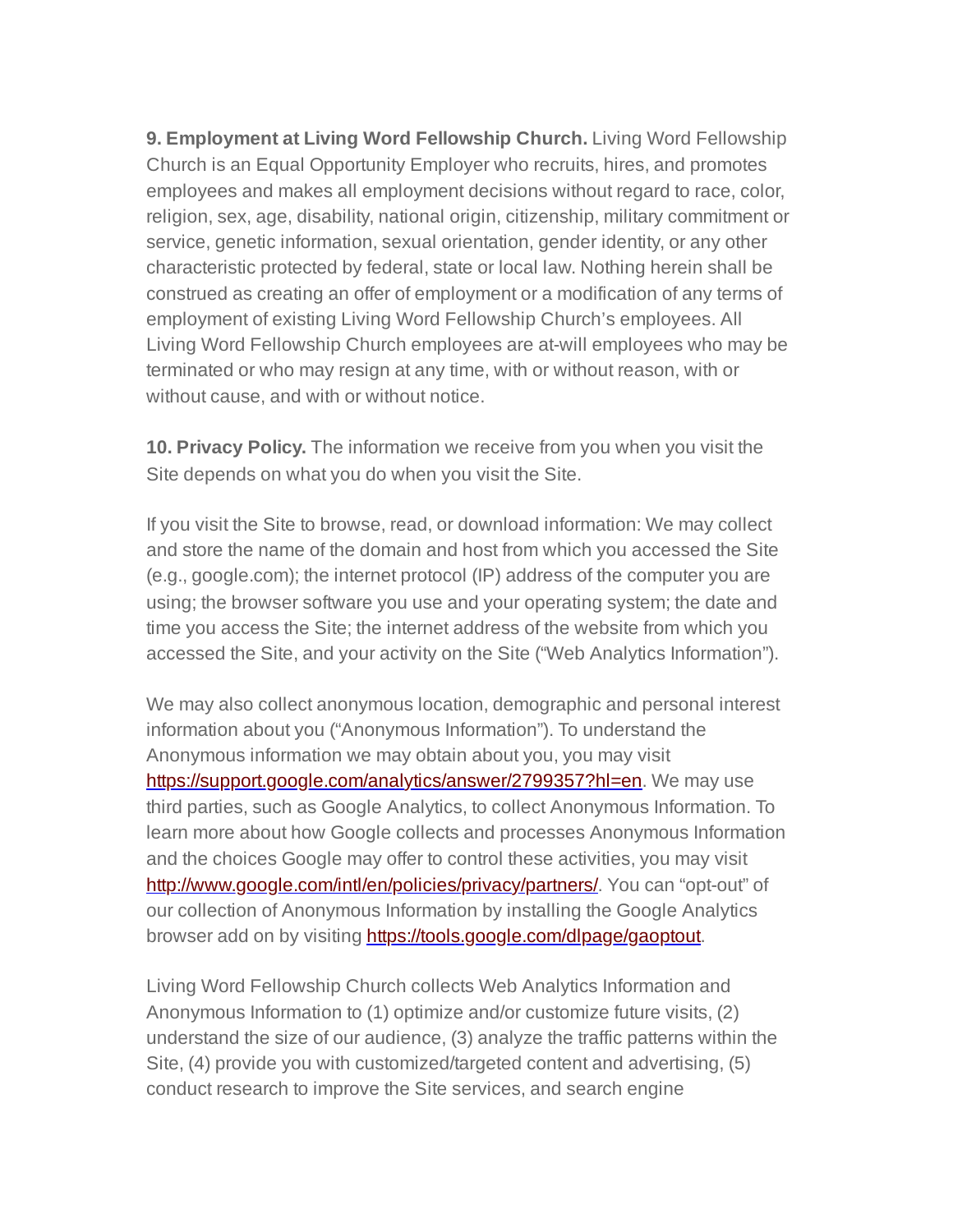**9. Employment at Living Word Fellowship Church.** Living Word Fellowship Church is an Equal Opportunity Employer who recruits, hires, and promotes employees and makes all employment decisions without regard to race, color, religion, sex, age, disability, national origin, citizenship, military commitment or service, genetic information, sexual orientation, gender identity, or any other characteristic protected by federal, state or local law. Nothing herein shall be construed as creating an offer of employment or a modification of any terms of employment of existing Living Word Fellowship Church's employees. All Living Word Fellowship Church employees are at-will employees who may be terminated or who may resign at any time, with or without reason, with or without cause, and with or without notice.

**10. Privacy Policy.** The information we receive from you when you visit the Site depends on what you do when you visit the Site.

If you visit the Site to browse, read, or download information: We may collect and store the name of the domain and host from which you accessed the Site (e.g., google.com); the internet protocol (IP) address of the computer you are using; the browser software you use and your operating system; the date and time you access the Site; the internet address of the website from which you accessed the Site, and your activity on the Site ("Web Analytics Information").

We may also collect anonymous location, demographic and personal interest information about you ("Anonymous Information"). To understand the Anonymous information we may obtain about you, you may visit [https://support.google.com/analytics/answer/2799357?hl=en](https://support.google.com/analytics/answer/2799357?hl=en). We may use third parties, such as Google Analytics, to collect Anonymous Information. To learn more about how Google collects and processes Anonymous Information and the choices Google may offer to control these activities, you may visit [http://www.google.com/intl/en/policies/privacy/partners/](http://www.google.com/intl/en/policies/privacy/partners/). You can "opt-out" of our collection of Anonymous Information by installing the Google Analytics browser add on by visiting [https://tools.google.com/dlpage/gaoptout](https://tools.google.com/dlpage/gaoptout).

Living Word Fellowship Church collects Web Analytics Information and Anonymous Information to (1) optimize and/or customize future visits, (2) understand the size of our audience, (3) analyze the traffic patterns within the Site, (4) provide you with customized/targeted content and advertising, (5) conduct research to improve the Site services, and search engine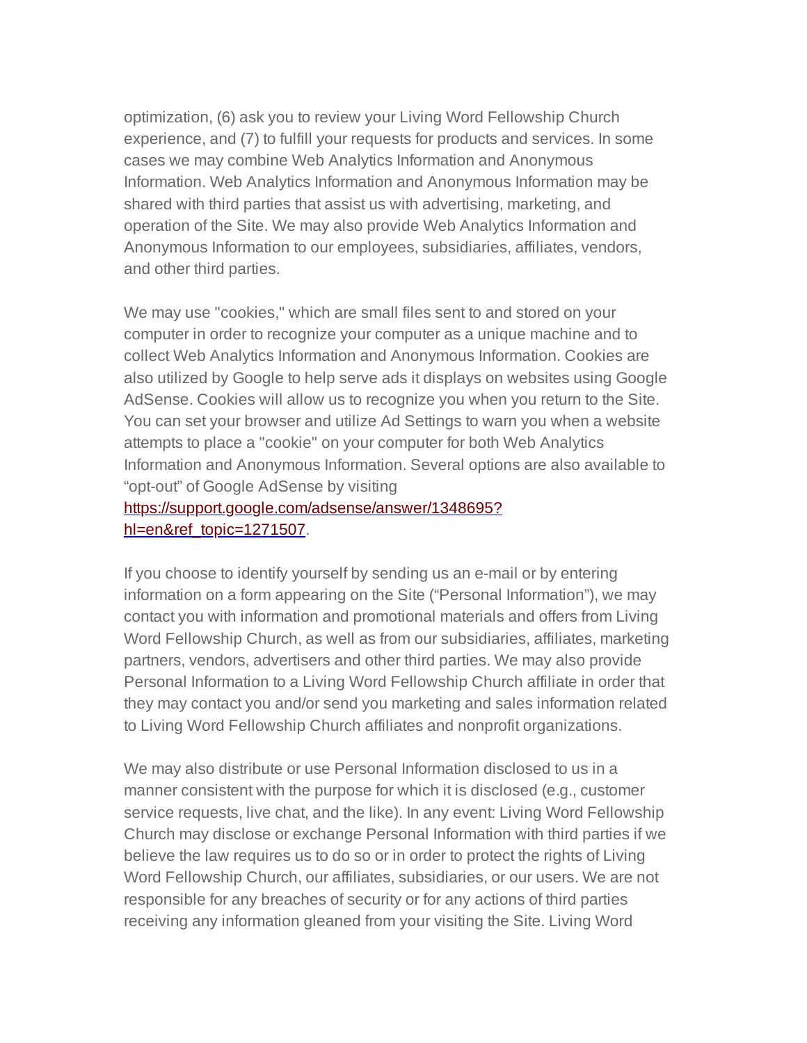optimization, (6) ask you to review your Living Word Fellowship Church experience, and (7) to fulfill your requests for products and services. In some cases we may combine Web Analytics Information and Anonymous Information. Web Analytics Information and Anonymous Information may be shared with third parties that assist us with advertising, marketing, and operation of the Site. We may also provide Web Analytics Information and Anonymous Information to our employees, subsidiaries, affiliates, vendors, and other third parties.

We may use "cookies," which are small files sent to and stored on your computer in order to recognize your computer as a unique machine and to collect Web Analytics Information and Anonymous Information. Cookies are also utilized by Google to help serve ads it displays on websites using Google AdSense. Cookies will allow us to recognize you when you return to the Site. You can set your browser and utilize Ad Settings to warn you when a website attempts to place a "cookie" on your computer for both Web Analytics Information and Anonymous Information. Several options are also available to “opt-out” of Google AdSense by visiting [https://support.google.com/adsense/answer/1348695?hl=en&ref_topic=1271507](https://support.google.com/adsense/answer/1348695?hl=en&ref_topic=1271507).

If you choose to identify yourself by sending us an e-mail or by entering information on a form appearing on the Site (“Personal Information”), we may contact you with information and promotional materials and offers from Living Word Fellowship Church, as well as from our subsidiaries, affiliates, marketing partners, vendors, advertisers and other third parties. We may also provide Personal Information to a Living Word Fellowship Church affiliate in order that they may contact you and/or send you marketing and sales information related to Living Word Fellowship Church affiliates and nonprofit organizations.

We may also distribute or use Personal Information disclosed to us in a manner consistent with the purpose for which it is disclosed (e.g., customer service requests, live chat, and the like). In any event: Living Word Fellowship Church may disclose or exchange Personal Information with third parties if we believe the law requires us to do so or in order to protect the rights of Living Word Fellowship Church, our affiliates, subsidiaries, or our users. We are not responsible for any breaches of security or for any actions of third parties receiving any information gleaned from your visiting the Site. Living Word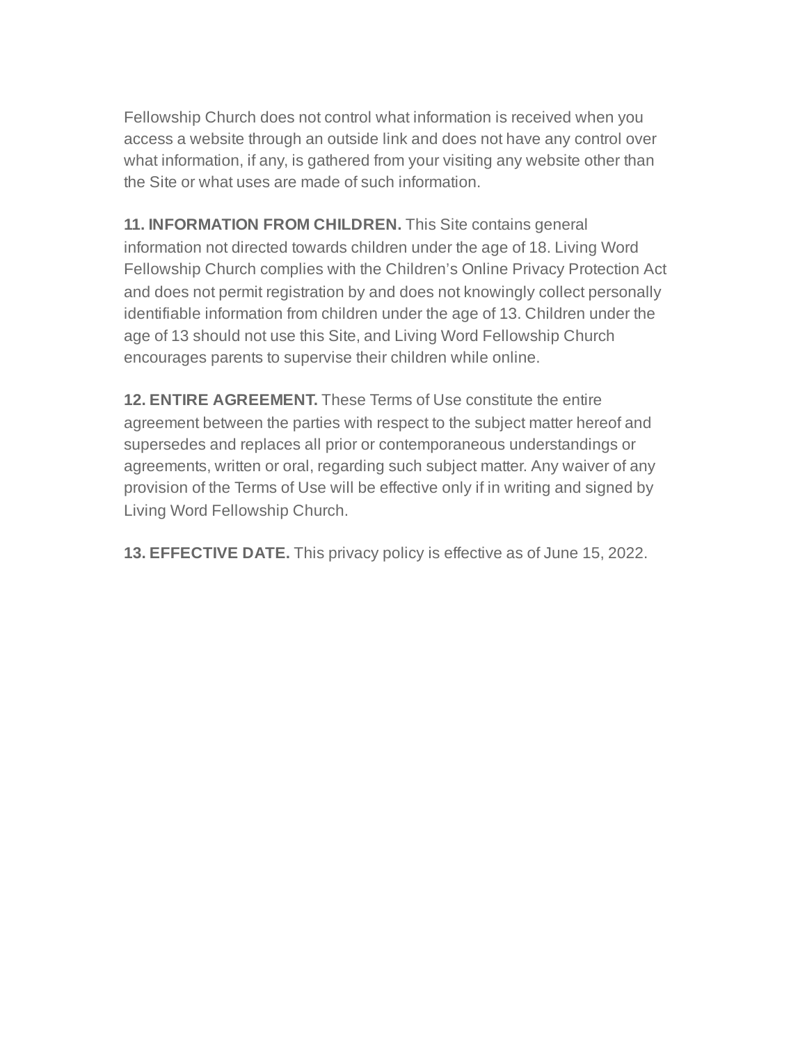Fellowship Church does not control what information is received when you access a website through an outside link and does not have any control over what information, if any, is gathered from your visiting any website other than the Site or what uses are made of such information.

**11. INFORMATION FROM CHILDREN.** This Site contains general information not directed towards children under the age of 18. Living Word Fellowship Church complies with the Children's Online Privacy Protection Act and does not permit registration by and does not knowingly collect personally identifiable information from children under the age of 13. Children under the age of 13 should not use this Site, and Living Word Fellowship Church encourages parents to supervise their children while online.

**12. ENTIRE AGREEMENT.** These Terms of Use constitute the entire agreement between the parties with respect to the subject matter hereof and supersedes and replaces all prior or contemporaneous understandings or agreements, written or oral, regarding such subject matter. Any waiver of any provision of the Terms of Use will be effective only if in writing and signed by Living Word Fellowship Church.

**13. EFFECTIVE DATE.** This privacy policy is effective as of June 15, 2022.